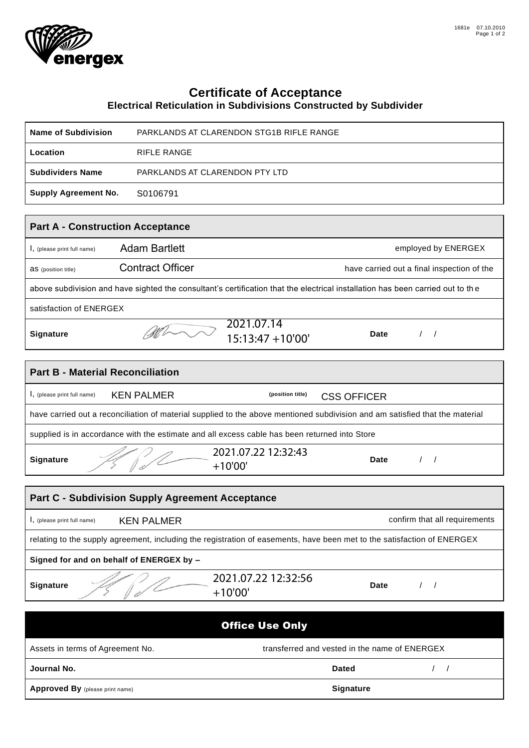energex

# Certificate of Acceptance

## Electrical Reticulation in Subdivisions Constructed by Subdivider

| | |
|---|---|
| **Name of Subdivision** | PARKLANDS AT CLARENDON STG1B RIFLE RANGE |
| **Location** | RIFLE RANGE |
| **Subdividers Name** | PARKLANDS AT CLARENDON PTY LTD |
| **Supply Agreement No.** | S0106791 |

### Part A - Construction Acceptance

I, (please print full name) Adam Bartlett employed by ENERGEX

as (position title) Contract Officer have carried out a final inspection of the

above subdivision and have sighted the consultant's certification that the electrical installation has been carried out to the

satisfaction of ENERGEX

**Signature** 2021.07.14 15:13:47 +10'00' **Date** / /

### Part B - Material Reconciliation

I, (please print full name) KEN PALMER **(position title)** CSS OFFICER

have carried out a reconciliation of material supplied to the above mentioned subdivision and am satisfied that the material

supplied is in accordance with the estimate and all excess cable has been returned into Store

**Signature** 2021.07.22 12:32:43 +10'00' **Date** / /

### Part C - Subdivision Supply Agreement Acceptance

I, (please print full name) KEN PALMER confirm that all requirements

relating to the supply agreement, including the registration of easements, have been met to the satisfaction of ENERGEX

**Signed for and on behalf of ENERGEX by –**

**Signature** 2021.07.22 12:32:56 +10'00' **Date** / /

### Office Use Only

Assets in terms of Agreement No. transferred and vested in the name of ENERGEX

**Journal No.** **Dated** / /

**Approved By** (please print name) **Signature**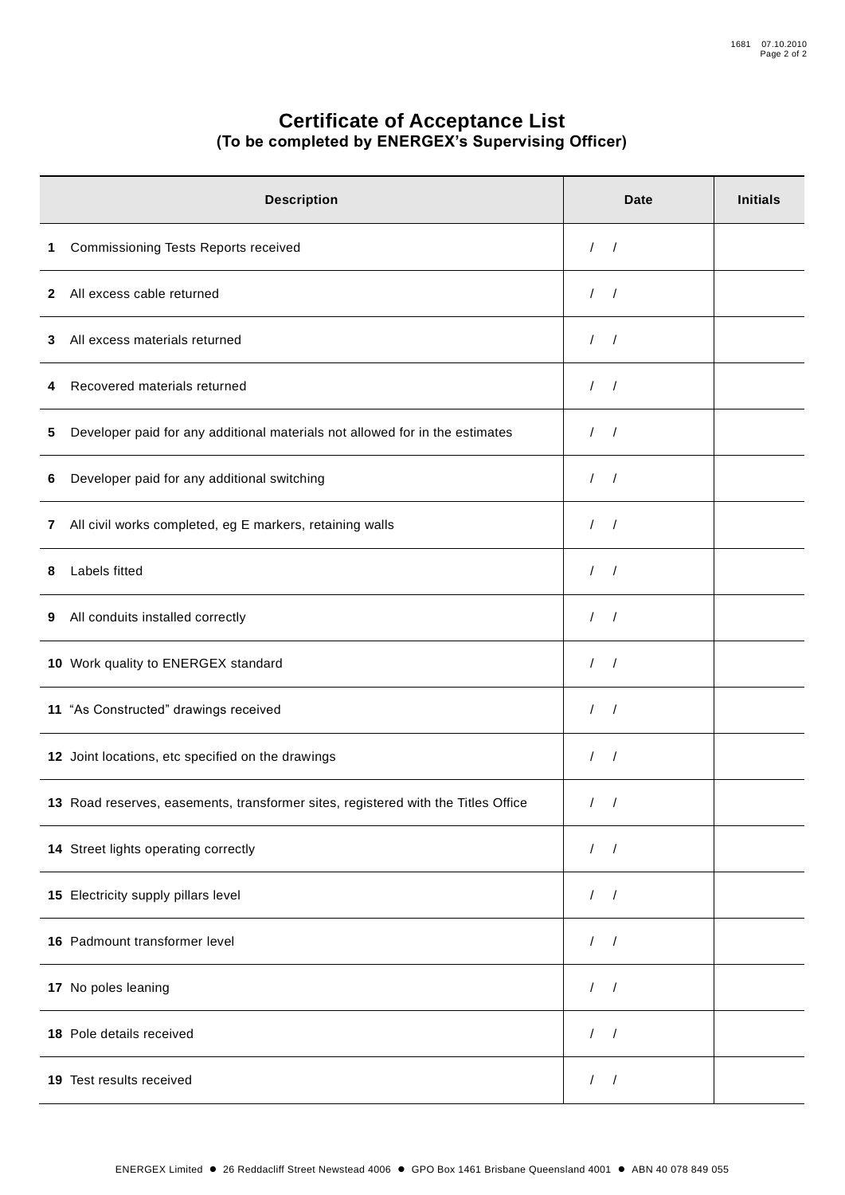# Certificate of Acceptance List

**(To be completed by ENERGEX's Supervising Officer)**

| Description | Date | Initials |
|---|---|---|
| **1** Commissioning Tests Reports received | / / | |
| **2** All excess cable returned | / / | |
| **3** All excess materials returned | / / | |
| **4** Recovered materials returned | / / | |
| **5** Developer paid for any additional materials not allowed for in the estimates | / / | |
| **6** Developer paid for any additional switching | / / | |
| **7** All civil works completed, eg E markers, retaining walls | / / | |
| **8** Labels fitted | / / | |
| **9** All conduits installed correctly | / / | |
| **10** Work quality to ENERGEX standard | / / | |
| **11** "As Constructed" drawings received | / / | |
| **12** Joint locations, etc specified on the drawings | / / | |
| **13** Road reserves, easements, transformer sites, registered with the Titles Office | / / | |
| **14** Street lights operating correctly | / / | |
| **15** Electricity supply pillars level | / / | |
| **16** Padmount transformer level | / / | |
| **17** No poles leaning | / / | |
| **18** Pole details received | / / | |
| **19** Test results received | / / | |

ENERGEX Limited ● 26 Reddacliff Street Newstead 4006 ● GPO Box 1461 Brisbane Queensland 4001 ● ABN 40 078 849 055